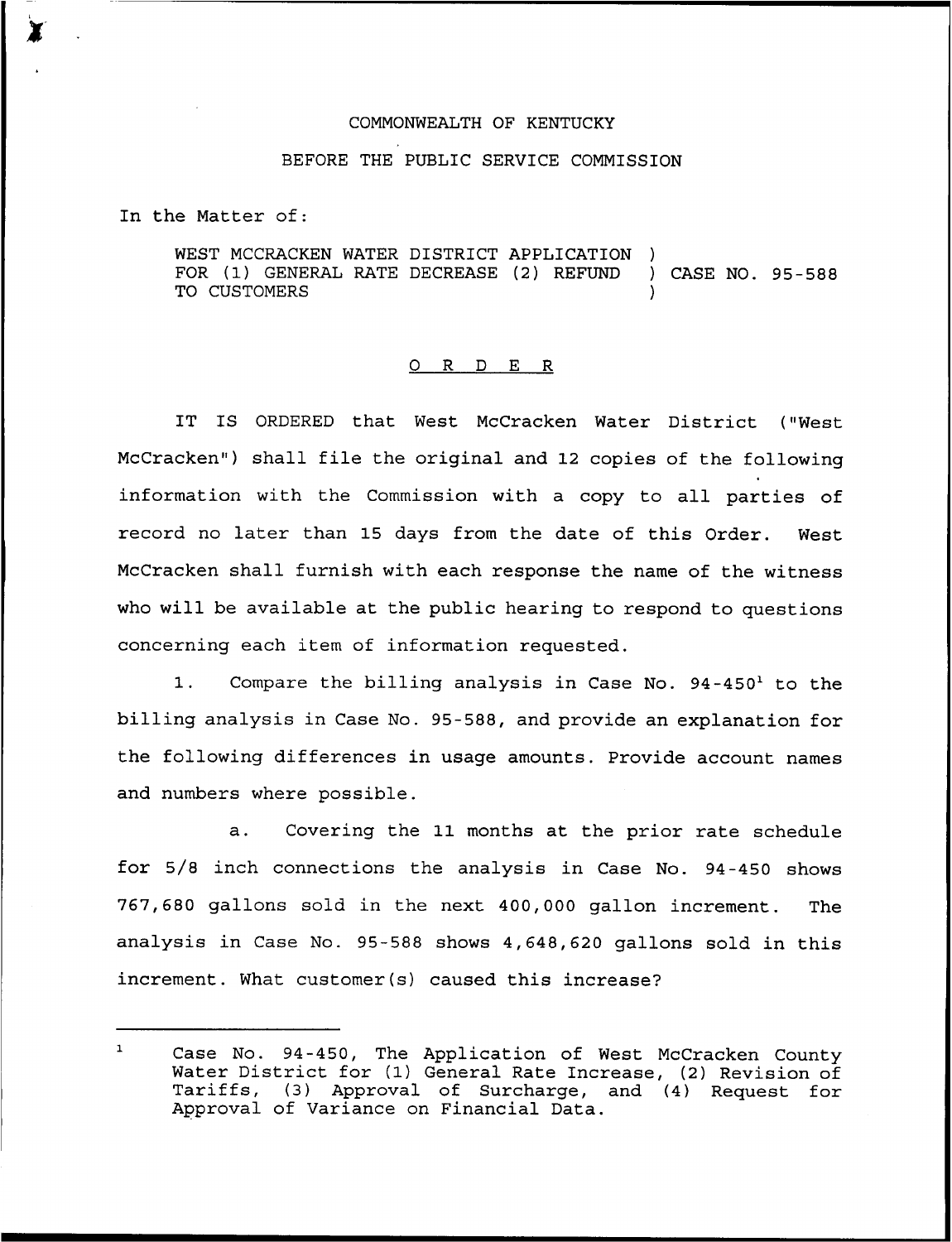COMMONWEALTH OF KENTUCKY

BEFORE THE PUBLIC SERVICE COMMISSION

In the Matter of:

WEST MCCRACKEN WATER DISTRICT APPLICATION FOR (1) GENERAL RATE DECREASE (2) REFUND TO CUSTOMERS ) CASE NO. 95-588

O R D E R

IT IS ORDERED that West McCracken Water District ("West McCracken") shall file the original and 12 copies of the following information with the Commission with a copy to all parties of record no later than 15 days from the date of this Order. West McCracken shall furnish with each response the name of the witness who will be available at the public hearing to respond to questions concerning each item of information requested.

1. Compare the billing analysis in Case No. 94-450[1] to the billing analysis in Case No. 95-588, and provide an explanation for the following differences in usage amounts. Provide account names and numbers where possible.

a. Covering the 11 months at the prior rate schedule for 5/8 inch connections the analysis in Case No. 94-450 shows 767,680 gallons sold in the next 400,000 gallon increment. The analysis in Case No. 95-588 shows 4,648,620 gallons sold in this increment. What customer(s) caused this increase?

---

[1] Case No. 94-450, The Application of West McCracken County Water District for (1) General Rate Increase, (2) Revision of Tariffs, (3) Approval of Surcharge, and (4) Request for Approval of Variance on Financial Data.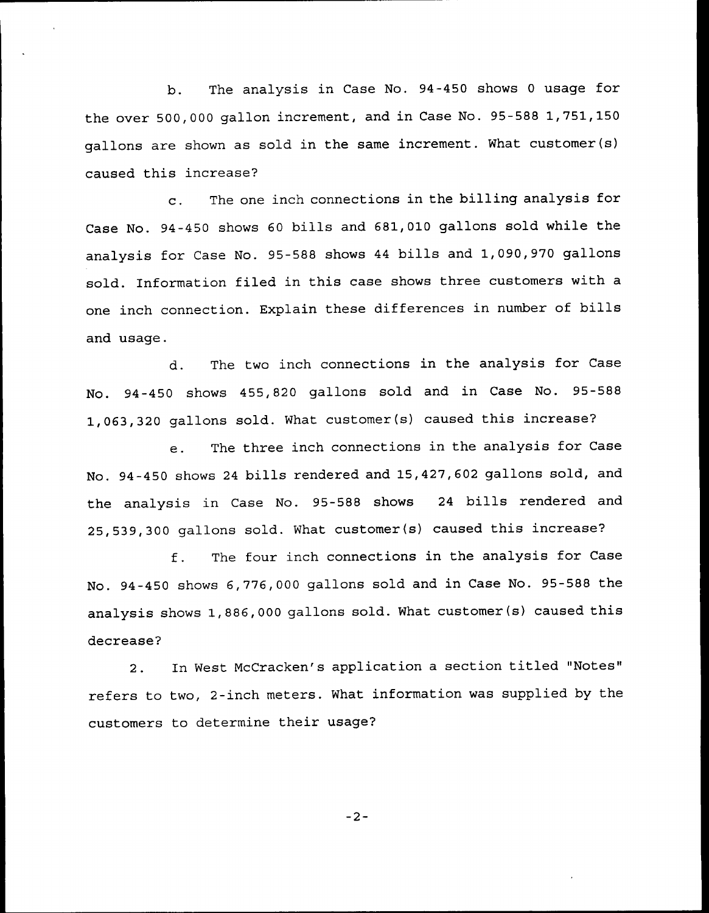b. The analysis in Case No. 94-450 shows 0 usage for the over 500,000 gallon increment, and in Case No. 95-588 1,751,150 gallons are shown as sold in the same increment. What customer(s) caused this increase?

c. The one inch connections in the billing analysis for Case No. 94-450 shows 60 bills and 681,010 gallons sold while the analysis for Case No. 95-588 shows 44 bills and 1,090,970 gallons sold. Information filed in this case shows three customers with a one inch connection. Explain these differences in number of bills and usage.

d. The two inch connections in the analysis for Case No. 94-450 shows 455,820 gallons sold and in Case No. 95-588 1,063,320 gallons sold. What customer(s) caused this increase?

e. The three inch connections in the analysis for Case No. 94-450 shows 24 bills rendered and 15,427,602 gallons sold, and the analysis in Case No. 95-588 shows 24 bills rendered and 25,539,300 gallons sold. What customer(s) caused this increase?

f. The four inch connections in the analysis for Case No. 94-450 shows 6,776,000 gallons sold and in Case No. 95-588 the analysis shows 1,886,000 gallons sold. What customer(s) caused this decrease?

2. In West McCracken's application a section titled "Notes" refers to two, 2-inch meters. What information was supplied by the customers to determine their usage?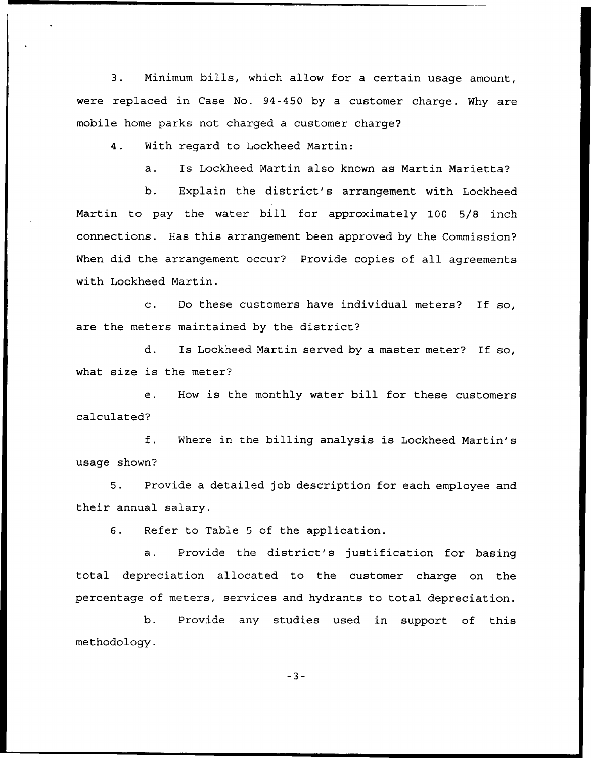3. Minimum bills, which allow for a certain usage amount, were replaced in Case No. 94-450 by a customer charge. Why are mobile home parks not charged a customer charge?

4. With regard to Lockheed Martin:

   a. Is Lockheed Martin also known as Martin Marietta?

   b. Explain the district's arrangement with Lockheed Martin to pay the water bill for approximately 100 5/8 inch connections. Has this arrangement been approved by the Commission? When did the arrangement occur? Provide copies of all agreements with Lockheed Martin.

   c. Do these customers have individual meters? If so, are the meters maintained by the district?

   d. Is Lockheed Martin served by a master meter? If so, what size is the meter?

   e. How is the monthly water bill for these customers calculated?

   f. Where in the billing analysis is Lockheed Martin's usage shown?

5. Provide a detailed job description for each employee and their annual salary.

6. Refer to Table 5 of the application.

   a. Provide the district's justification for basing total depreciation allocated to the customer charge on the percentage of meters, services and hydrants to total depreciation.

   b. Provide any studies used in support of this methodology.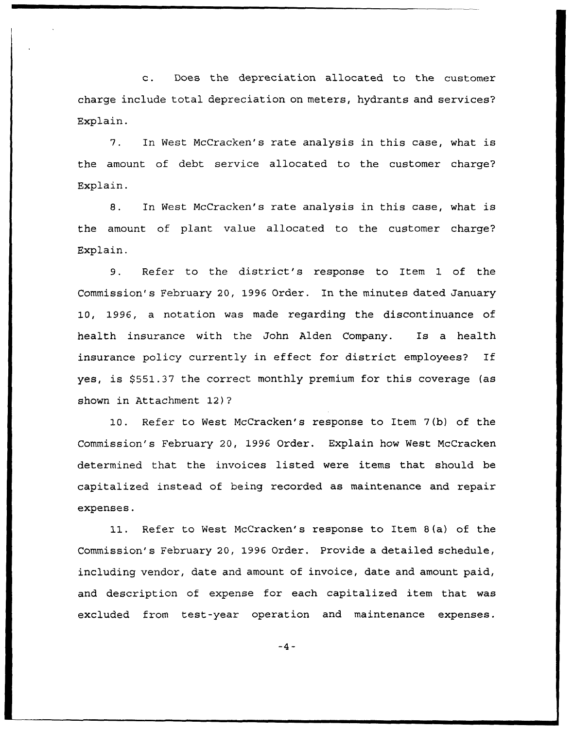c. Does the depreciation allocated to the customer charge include total depreciation on meters, hydrants and services? Explain.

7. In West McCracken's rate analysis in this case, what is the amount of debt service allocated to the customer charge? Explain.

8. In West McCracken's rate analysis in this case, what is the amount of plant value allocated to the customer charge? Explain.

9. Refer to the district's response to Item 1 of the Commission's February 20, 1996 Order. In the minutes dated January 10, 1996, a notation was made regarding the discontinuance of health insurance with the John Alden Company. Is a health insurance policy currently in effect for district employees? If yes, is $551.37 the correct monthly premium for this coverage (as shown in Attachment 12)?

10. Refer to West McCracken's response to Item 7(b) of the Commission's February 20, 1996 Order. Explain how West McCracken determined that the invoices listed were items that should be capitalized instead of being recorded as maintenance and repair expenses.

11. Refer to West McCracken's response to Item 8(a) of the Commission's February 20, 1996 Order. Provide a detailed schedule, including vendor, date and amount of invoice, date and amount paid, and description of expense for each capitalized item that was excluded from test-year operation and maintenance expenses.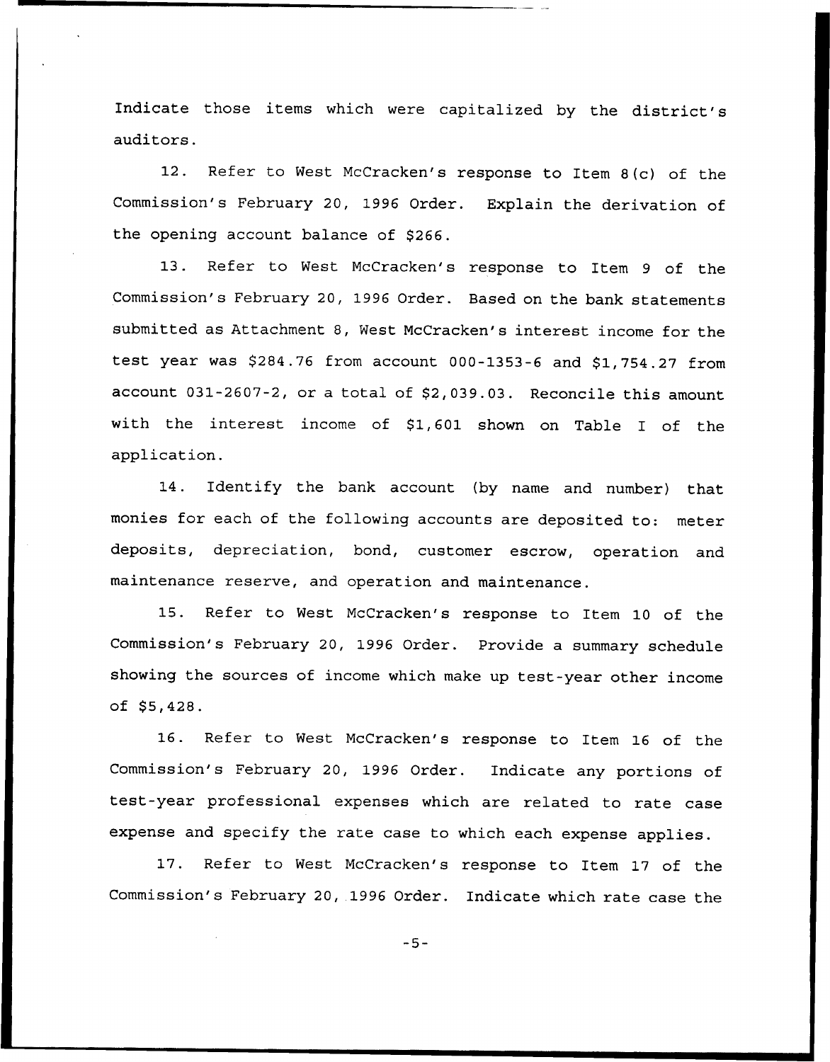Indicate those items which were capitalized by the district's auditors.

12. Refer to West McCracken's response to Item 8(c) of the Commission's February 20, 1996 Order. Explain the derivation of the opening account balance of $266.

13. Refer to West McCracken's response to Item 9 of the Commission's February 20, 1996 Order. Based on the bank statements submitted as Attachment 8, West McCracken's interest income for the test year was $284.76 from account 000-1353-6 and $1,754.27 from account 031-2607-2, or a total of $2,039.03. Reconcile this amount with the interest income of $1,601 shown on Table I of the application.

14. Identify the bank account (by name and number) that monies for each of the following accounts are deposited to: meter deposits, depreciation, bond, customer escrow, operation and maintenance reserve, and operation and maintenance.

15. Refer to West McCracken's response to Item 10 of the Commission's February 20, 1996 Order. Provide a summary schedule showing the sources of income which make up test-year other income of $5,428.

16. Refer to West McCracken's response to Item 16 of the Commission's February 20, 1996 Order. Indicate any portions of test-year professional expenses which are related to rate case expense and specify the rate case to which each expense applies.

17. Refer to West McCracken's response to Item 17 of the Commission's February 20, 1996 Order. Indicate which rate case the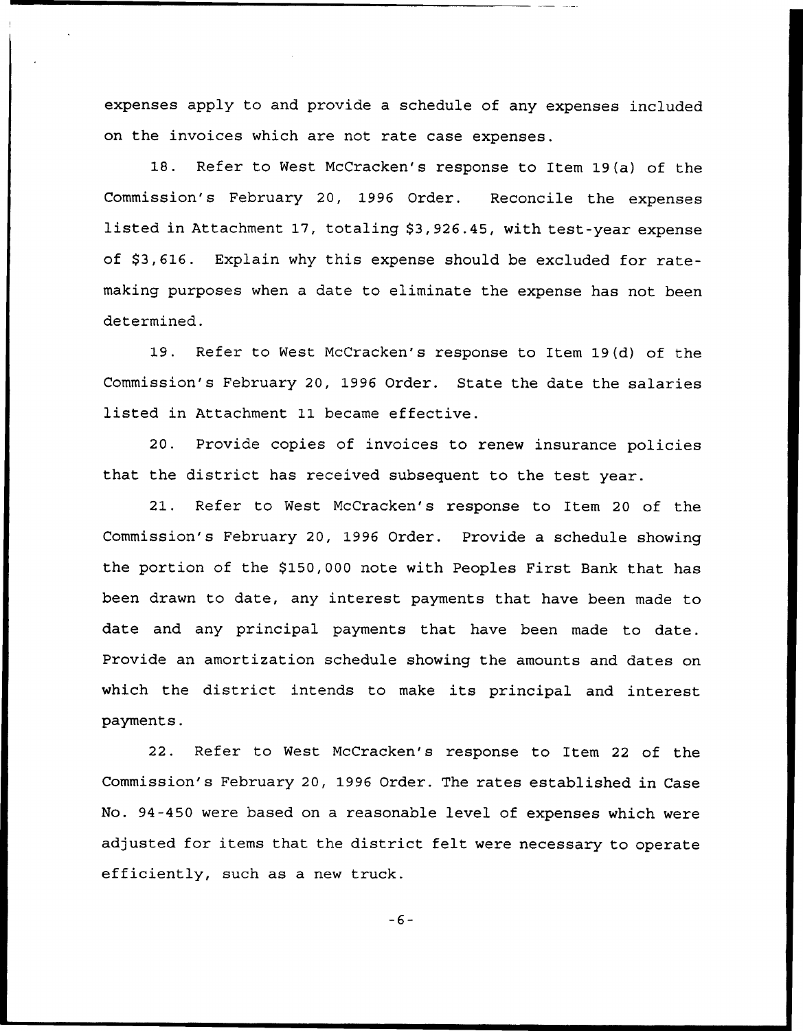expenses apply to and provide a schedule of any expenses included on the invoices which are not rate case expenses.

18. Refer to West McCracken's response to Item 19(a) of the Commission's February 20, 1996 Order. Reconcile the expenses listed in Attachment 17, totaling $3,926.45, with test-year expense of $3,616. Explain why this expense should be excluded for rate-making purposes when a date to eliminate the expense has not been determined.

19. Refer to West McCracken's response to Item 19(d) of the Commission's February 20, 1996 Order. State the date the salaries listed in Attachment 11 became effective.

20. Provide copies of invoices to renew insurance policies that the district has received subsequent to the test year.

21. Refer to West McCracken's response to Item 20 of the Commission's February 20, 1996 Order. Provide a schedule showing the portion of the $150,000 note with Peoples First Bank that has been drawn to date, any interest payments that have been made to date and any principal payments that have been made to date. Provide an amortization schedule showing the amounts and dates on which the district intends to make its principal and interest payments.

22. Refer to West McCracken's response to Item 22 of the Commission's February 20, 1996 Order. The rates established in Case No. 94-450 were based on a reasonable level of expenses which were adjusted for items that the district felt were necessary to operate efficiently, such as a new truck.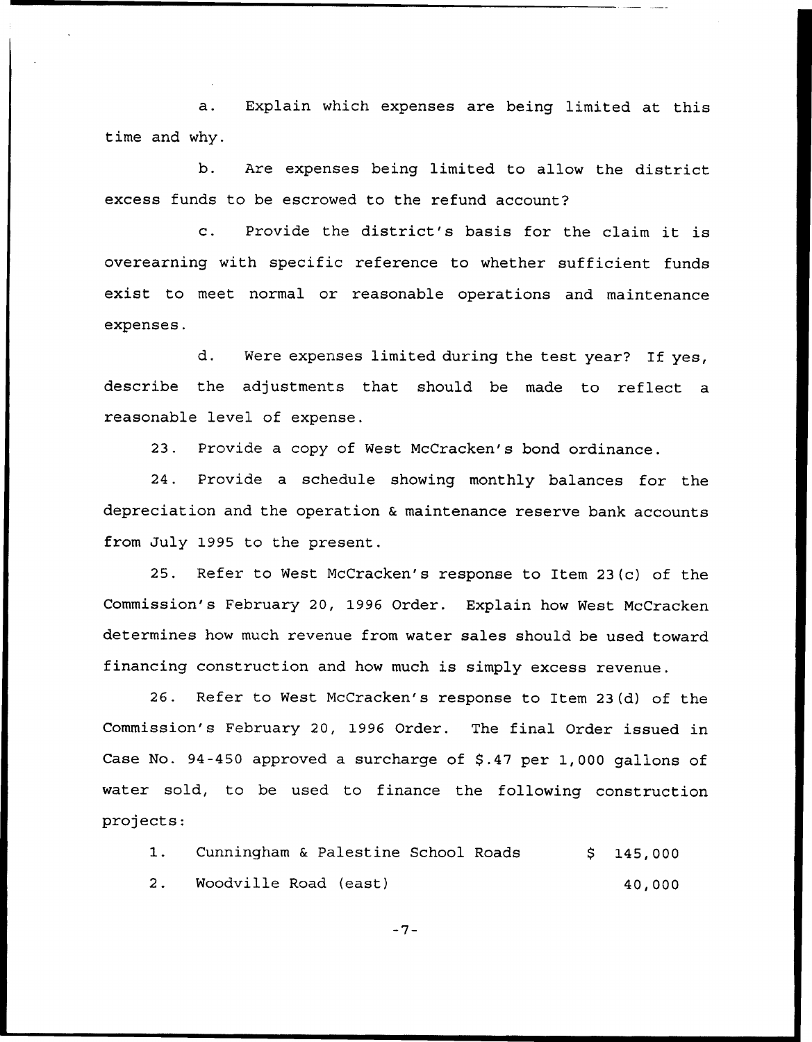a. Explain which expenses are being limited at this time and why.

b. Are expenses being limited to allow the district excess funds to be escrowed to the refund account?

c. Provide the district's basis for the claim it is overearning with specific reference to whether sufficient funds exist to meet normal or reasonable operations and maintenance expenses.

d. Were expenses limited during the test year? If yes, describe the adjustments that should be made to reflect a reasonable level of expense.

23. Provide a copy of West McCracken's bond ordinance.

24. Provide a schedule showing monthly balances for the depreciation and the operation & maintenance reserve bank accounts from July 1995 to the present.

25. Refer to West McCracken's response to Item 23(c) of the Commission's February 20, 1996 Order. Explain how West McCracken determines how much revenue from water sales should be used toward financing construction and how much is simply excess revenue.

26. Refer to West McCracken's response to Item 23(d) of the Commission's February 20, 1996 Order. The final Order issued in Case No. 94-450 approved a surcharge of $.47 per 1,000 gallons of water sold, to be used to finance the following construction projects:

| | | |
|---|---|---|
| 1. | Cunningham & Palestine School Roads | $ 145,000 |
| 2. | Woodville Road (east) | 40,000 |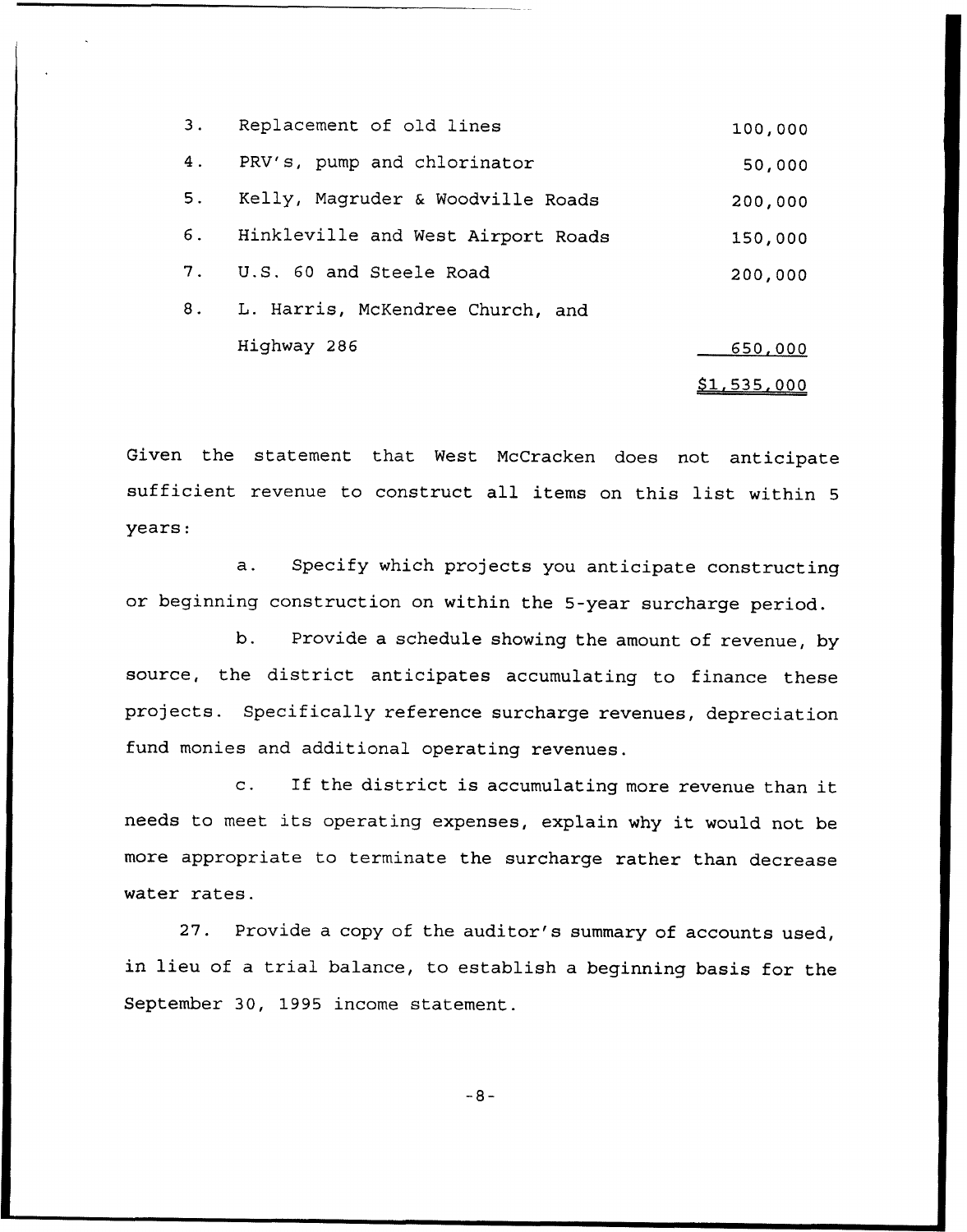| | | |
|---|---|---|
| 3. | Replacement of old lines | 100,000 |
| 4. | PRV's, pump and chlorinator | 50,000 |
| 5. | Kelly, Magruder & Woodville Roads | 200,000 |
| 6. | Hinkleville and West Airport Roads | 150,000 |
| 7. | U.S. 60 and Steele Road | 200,000 |
| 8. | L. Harris, McKendree Church, and Highway 286 | 650,000 |
| | | $1,535,000 |

Given the statement that West McCracken does not anticipate sufficient revenue to construct all items on this list within 5 years:

a. Specify which projects you anticipate constructing or beginning construction on within the 5-year surcharge period.

b. Provide a schedule showing the amount of revenue, by source, the district anticipates accumulating to finance these projects. Specifically reference surcharge revenues, depreciation fund monies and additional operating revenues.

c. If the district is accumulating more revenue than it needs to meet its operating expenses, explain why it would not be more appropriate to terminate the surcharge rather than decrease water rates.

27. Provide a copy of the auditor's summary of accounts used, in lieu of a trial balance, to establish a beginning basis for the September 30, 1995 income statement.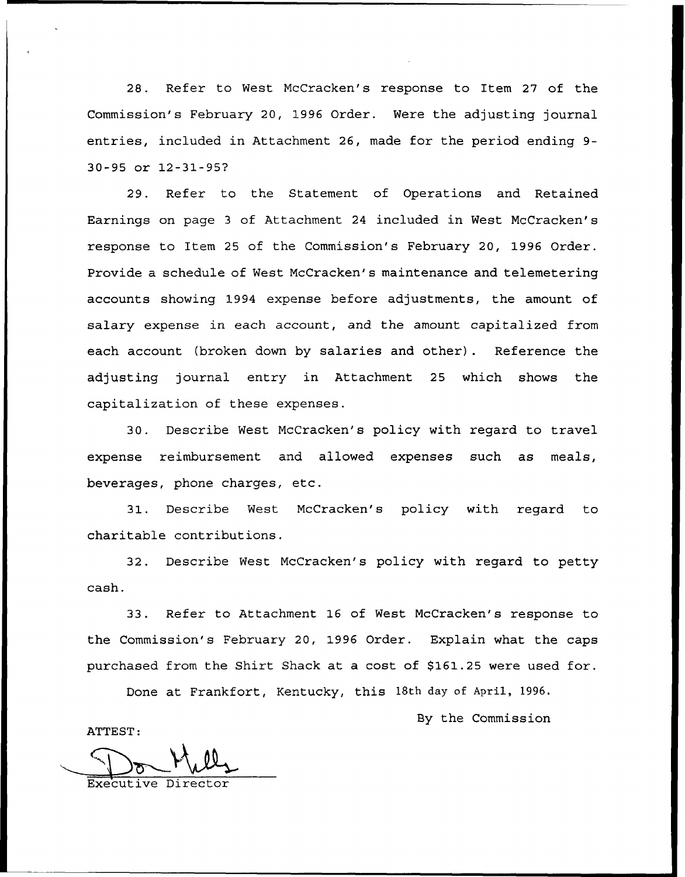28. Refer to West McCracken's response to Item 27 of the Commission's February 20, 1996 Order. Were the adjusting journal entries, included in Attachment 26, made for the period ending 9-30-95 or 12-31-95?

29. Refer to the Statement of Operations and Retained Earnings on page 3 of Attachment 24 included in West McCracken's response to Item 25 of the Commission's February 20, 1996 Order. Provide a schedule of West McCracken's maintenance and telemetering accounts showing 1994 expense before adjustments, the amount of salary expense in each account, and the amount capitalized from each account (broken down by salaries and other). Reference the adjusting journal entry in Attachment 25 which shows the capitalization of these expenses.

30. Describe West McCracken's policy with regard to travel expense reimbursement and allowed expenses such as meals, beverages, phone charges, etc.

31. Describe West McCracken's policy with regard to charitable contributions.

32. Describe West McCracken's policy with regard to petty cash.

33. Refer to Attachment 16 of West McCracken's response to the Commission's February 20, 1996 Order. Explain what the caps purchased from the Shirt Shack at a cost of $161.25 were used for.

Done at Frankfort, Kentucky, this 18th day of April, 1996.

By the Commission

ATTEST:

Executive Director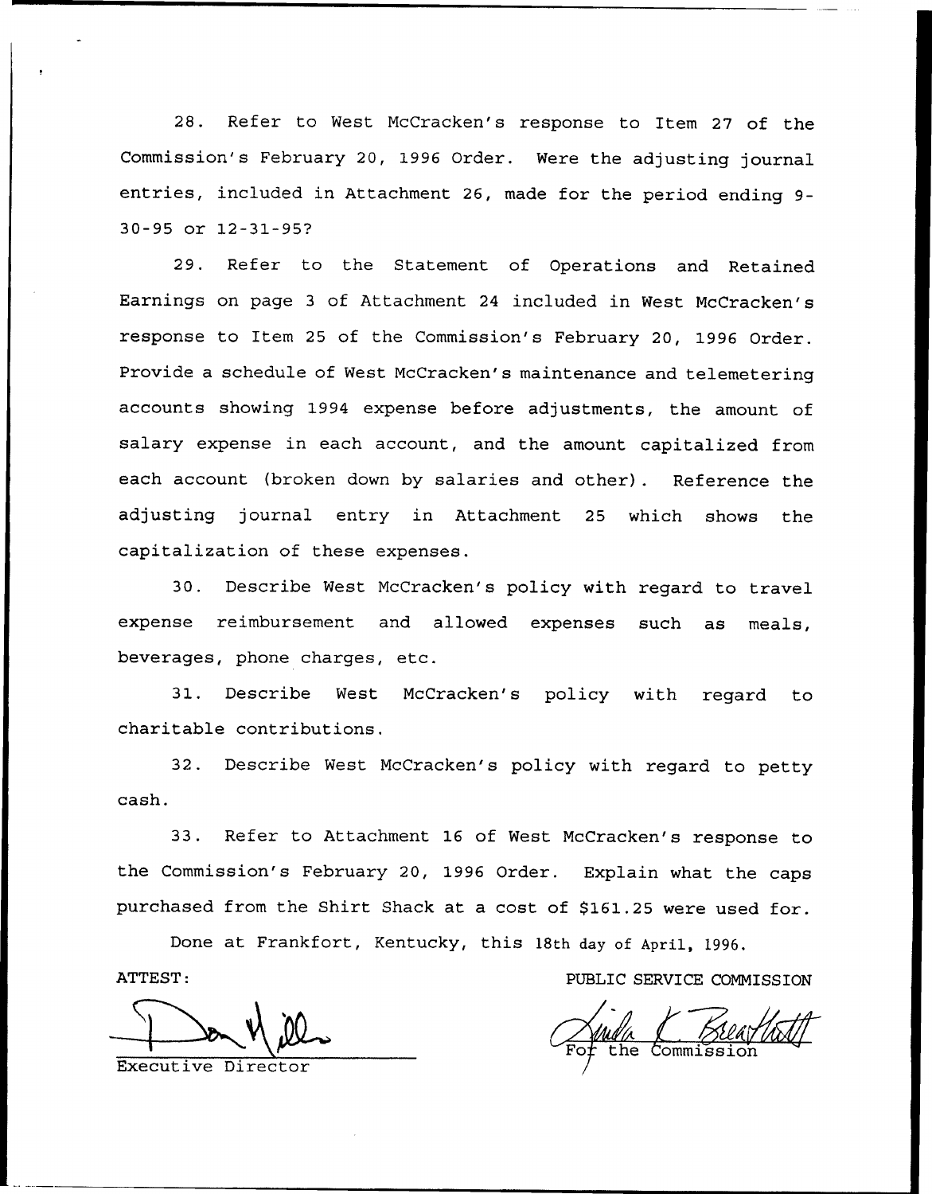28. Refer to West McCracken's response to Item 27 of the Commission's February 20, 1996 Order. Were the adjusting journal entries, included in Attachment 26, made for the period ending 9-30-95 or 12-31-95?

29. Refer to the Statement of Operations and Retained Earnings on page 3 of Attachment 24 included in West McCracken's response to Item 25 of the Commission's February 20, 1996 Order. Provide a schedule of West McCracken's maintenance and telemetering accounts showing 1994 expense before adjustments, the amount of salary expense in each account, and the amount capitalized from each account (broken down by salaries and other). Reference the adjusting journal entry in Attachment 25 which shows the capitalization of these expenses.

30. Describe West McCracken's policy with regard to travel expense reimbursement and allowed expenses such as meals, beverages, phone charges, etc.

31. Describe West McCracken's policy with regard to charitable contributions.

32. Describe West McCracken's policy with regard to petty cash.

33. Refer to Attachment 16 of West McCracken's response to the Commission's February 20, 1996 Order. Explain what the caps purchased from the Shirt Shack at a cost of $161.25 were used for.

Done at Frankfort, Kentucky, this 18th day of April, 1996.

ATTEST:

Executive Director

PUBLIC SERVICE COMMISSION

For the Commission